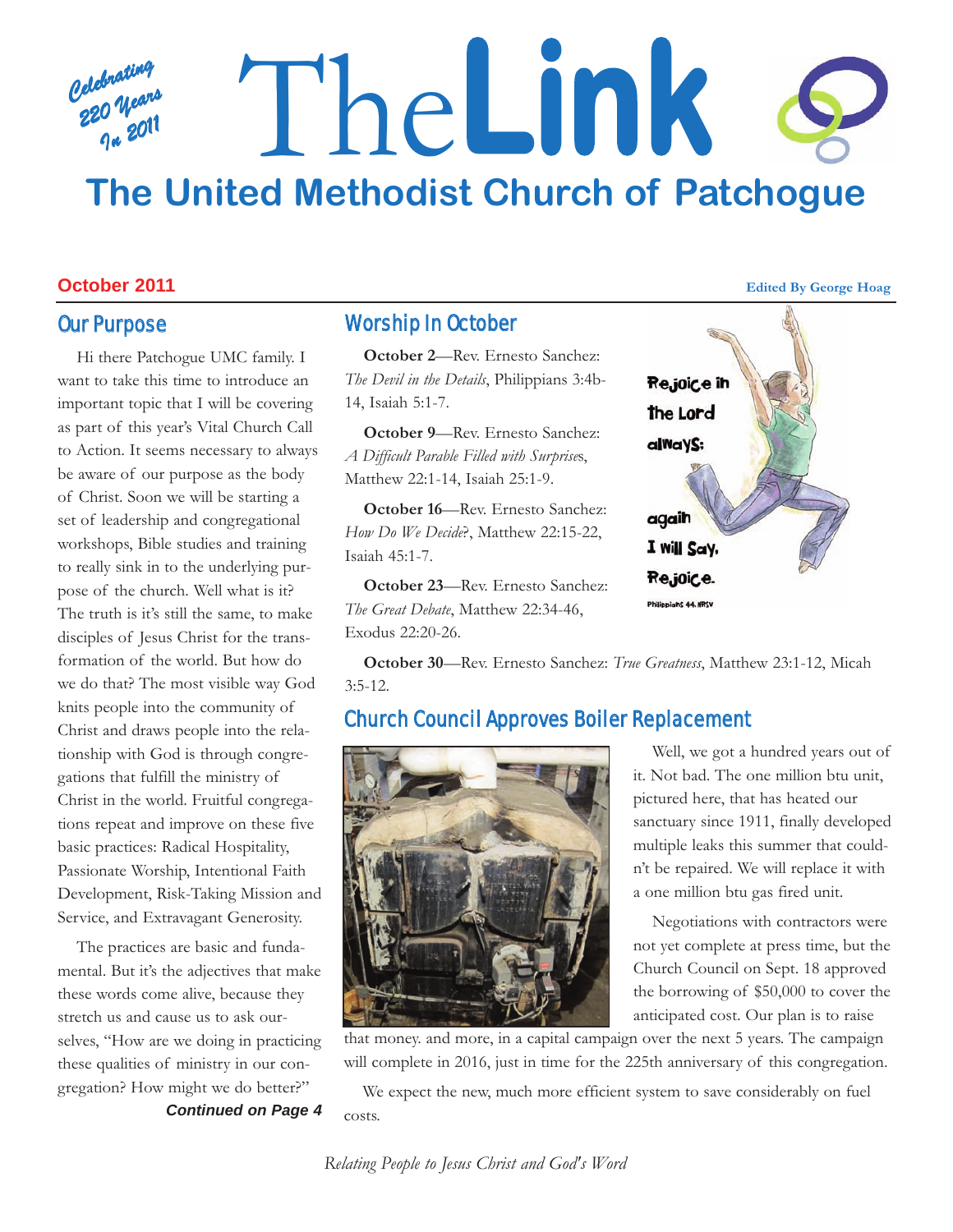Celebrating 220 Years In 2011

# The Link

## The United Methodist Church of Patchogue

**October 2011**

**Edited By George Hoag**

## Our Purpose

Hi there Patchogue UMC family. I want to take this time to introduce an important topic that I will be covering as part of this year's Vital Church Call to Action. It seems necessary to always be aware of our purpose as the body of Christ. Soon we will be starting a set of leadership and congregational workshops, Bible studies and training to really sink in to the underlying purpose of the church. Well what is it? The truth is it's still the same, to make disciples of Jesus Christ for the transformation of the world. But how do we do that? The most visible way God knits people into the community of Christ and draws people into the relationship with God is through congregations that fulfill the ministry of Christ in the world. Fruitful congregations repeat and improve on these five basic practices: Radical Hospitality, Passionate Worship, Intentional Faith Development, Risk-Taking Mission and Service, and Extravagant Generosity.

The practices are basic and fundamental. But it's the adjectives that make these words come alive, because they stretch us and cause us to ask ourselves, "How are we doing in practicing these qualities of ministry in our congregation? How might we do better?"

***Continued on Page 4***

## Worship In October

**October 2**—Rev. Ernesto Sanchez: *The Devil in the Details*, Philippians 3:4b-14, Isaiah 5:1-7.

**October 9**—Rev. Ernesto Sanchez: *A Difficult Parable Filled with Surprises*, Matthew 22:1-14, Isaiah 25:1-9.

**October 16**—Rev. Ernesto Sanchez: *How Do We Decide*?, Matthew 22:15-22, Isaiah 45:1-7.

**October 23**—Rev. Ernesto Sanchez: *The Great Debate*, Matthew 22:34-46, Exodus 22:20-26.

**October 30**—Rev. Ernesto Sanchez: *True Greatness*, Matthew 23:1-12, Micah 3:5-12.

Rejoice in the Lord always; again I will say, Rejoice.
Philippians 4:4, NRSV

## Church Council Approves Boiler Replacement

Well, we got a hundred years out of it. Not bad. The one million btu unit, pictured here, that has heated our sanctuary since 1911, finally developed multiple leaks this summer that couldn't be repaired. We will replace it with a one million btu gas fired unit.

Negotiations with contractors were not yet complete at press time, but the Church Council on Sept. 18 approved the borrowing of $50,000 to cover the anticipated cost. Our plan is to raise that money. and more, in a capital campaign over the next 5 years. The campaign will complete in 2016, just in time for the 225th anniversary of this congregation.

We expect the new, much more efficient system to save considerably on fuel costs.

*Relating People to Jesus Christ and God's Word*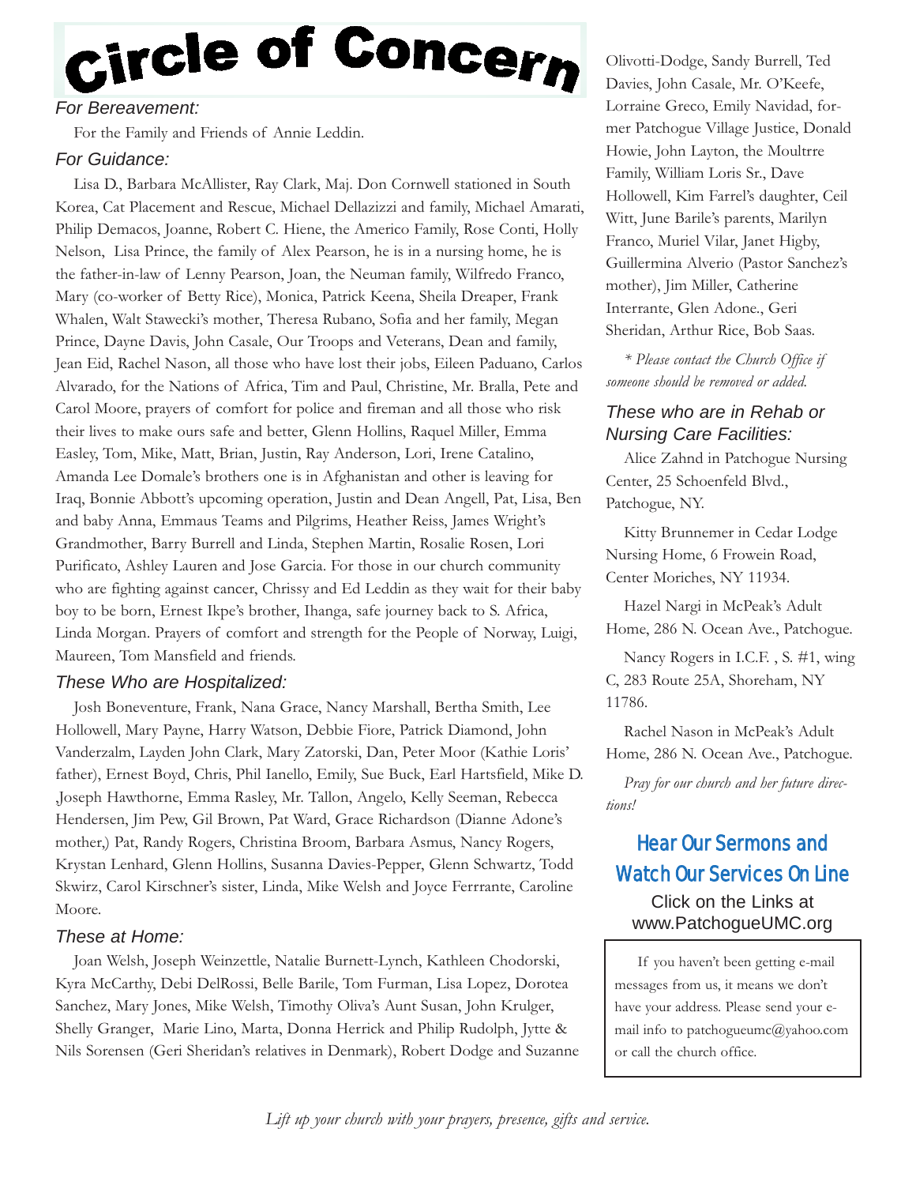# Circle of Concern

### *For Bereavement:*

For the Family and Friends of Annie Leddin.

### *For Guidance:*

Lisa D., Barbara McAllister, Ray Clark, Maj. Don Cornwell stationed in South Korea, Cat Placement and Rescue, Michael Dellazizzi and family, Michael Amarati, Philip Demacos, Joanne, Robert C. Hiene, the Americo Family, Rose Conti, Holly Nelson, Lisa Prince, the family of Alex Pearson, he is in a nursing home, he is the father-in-law of Lenny Pearson, Joan, the Neuman family, Wilfredo Franco, Mary (co-worker of Betty Rice), Monica, Patrick Keena, Sheila Dreaper, Frank Whalen, Walt Stawecki's mother, Theresa Rubano, Sofia and her family, Megan Prince, Dayne Davis, John Casale, Our Troops and Veterans, Dean and family, Jean Eid, Rachel Nason, all those who have lost their jobs, Eileen Paduano, Carlos Alvarado, for the Nations of Africa, Tim and Paul, Christine, Mr. Bralla, Pete and Carol Moore, prayers of comfort for police and fireman and all those who risk their lives to make ours safe and better, Glenn Hollins, Raquel Miller, Emma Easley, Tom, Mike, Matt, Brian, Justin, Ray Anderson, Lori, Irene Catalino, Amanda Lee Domale's brothers one is in Afghanistan and other is leaving for Iraq, Bonnie Abbott's upcoming operation, Justin and Dean Angell, Pat, Lisa, Ben and baby Anna, Emmaus Teams and Pilgrims, Heather Reiss, James Wright's Grandmother, Barry Burrell and Linda, Stephen Martin, Rosalie Rosen, Lori Purificato, Ashley Lauren and Jose Garcia. For those in our church community who are fighting against cancer, Chrissy and Ed Leddin as they wait for their baby boy to be born, Ernest Ikpe's brother, Ihanga, safe journey back to S. Africa, Linda Morgan. Prayers of comfort and strength for the People of Norway, Luigi, Maureen, Tom Mansfield and friends.

### *These Who are Hospitalized:*

Josh Boneventure, Frank, Nana Grace, Nancy Marshall, Bertha Smith, Lee Hollowell, Mary Payne, Harry Watson, Debbie Fiore, Patrick Diamond, John Vanderzalm, Layden John Clark, Mary Zatorski, Dan, Peter Moor (Kathie Loris' father), Ernest Boyd, Chris, Phil Ianello, Emily, Sue Buck, Earl Hartsfield, Mike D. ,Joseph Hawthorne, Emma Rasley, Mr. Tallon, Angelo, Kelly Seeman, Rebecca Hendersen, Jim Pew, Gil Brown, Pat Ward, Grace Richardson (Dianne Adone's mother,) Pat, Randy Rogers, Christina Broom, Barbara Asmus, Nancy Rogers, Krystan Lenhard, Glenn Hollins, Susanna Davies-Pepper, Glenn Schwartz, Todd Skwirz, Carol Kirschner's sister, Linda, Mike Welsh and Joyce Ferrrante, Caroline Moore.

### *These at Home:*

Joan Welsh, Joseph Weinzettle, Natalie Burnett-Lynch, Kathleen Chodorski, Kyra McCarthy, Debi DelRossi, Belle Barile, Tom Furman, Lisa Lopez, Dorotea Sanchez, Mary Jones, Mike Welsh, Timothy Oliva's Aunt Susan, John Krulger, Shelly Granger, Marie Lino, Marta, Donna Herrick and Philip Rudolph, Jytte & Nils Sorensen (Geri Sheridan's relatives in Denmark), Robert Dodge and Suzanne Olivotti-Dodge, Sandy Burrell, Ted Davies, John Casale, Mr. O'Keefe, Lorraine Greco, Emily Navidad, former Patchogue Village Justice, Donald Howie, John Layton, the Moultrre Family, William Loris Sr., Dave Hollowell, Kim Farrel's daughter, Ceil Witt, June Barile's parents, Marilyn Franco, Muriel Vilar, Janet Higby, Guillermina Alverio (Pastor Sanchez's mother), Jim Miller, Catherine Interrante, Glen Adone., Geri Sheridan, Arthur Rice, Bob Saas.

*\* Please contact the Church Office if someone should be removed or added.*

### *These who are in Rehab or Nursing Care Facilities:*

Alice Zahnd in Patchogue Nursing Center, 25 Schoenfeld Blvd., Patchogue, NY.

Kitty Brunnemer in Cedar Lodge Nursing Home, 6 Frowein Road, Center Moriches, NY 11934.

Hazel Nargi in McPeak's Adult Home, 286 N. Ocean Ave., Patchogue.

Nancy Rogers in I.C.F. , S. #1, wing C, 283 Route 25A, Shoreham, NY 11786.

Rachel Nason in McPeak's Adult Home, 286 N. Ocean Ave., Patchogue.

*Pray for our church and her future directions!*

## Hear Our Sermons and Watch Our Services On Line

Click on the Links at www.PatchogueUMC.org

If you haven't been getting e-mail messages from us, it means we don't have your address. Please send your e-mail info to patchogueumc@yahoo.com or call the church office.

*Lift up your church with your prayers, presence, gifts and service.*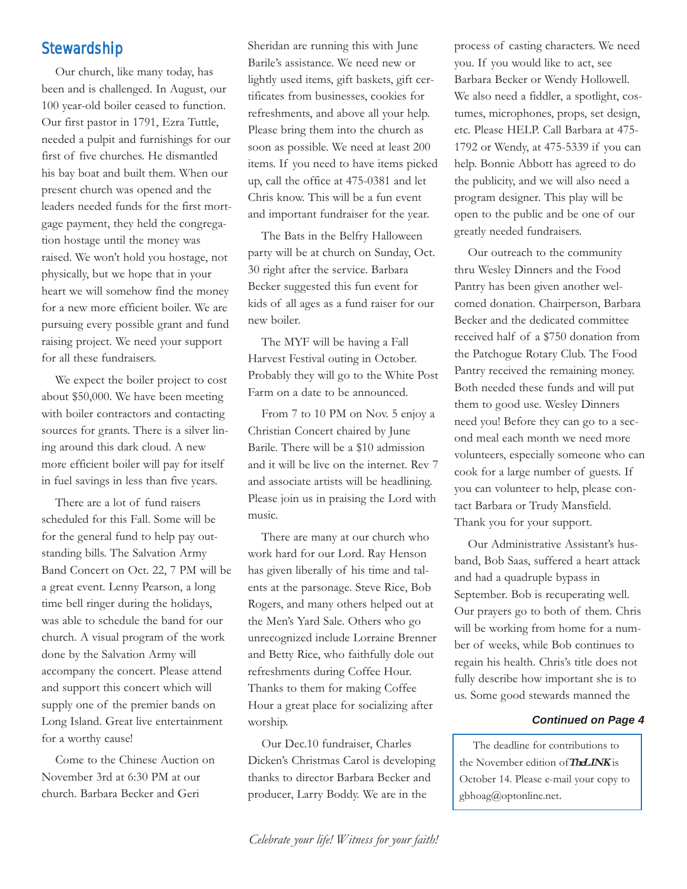## Stewardship

Our church, like many today, has been and is challenged. In August, our 100 year-old boiler ceased to function. Our first pastor in 1791, Ezra Tuttle, needed a pulpit and furnishings for our first of five churches. He dismantled his bay boat and built them. When our present church was opened and the leaders needed funds for the first mortgage payment, they held the congregation hostage until the money was raised. We won't hold you hostage, not physically, but we hope that in your heart we will somehow find the money for a new more efficient boiler. We are pursuing every possible grant and fund raising project. We need your support for all these fundraisers.

We expect the boiler project to cost about $50,000. We have been meeting with boiler contractors and contacting sources for grants. There is a silver lining around this dark cloud. A new more efficient boiler will pay for itself in fuel savings in less than five years.

There are a lot of fund raisers scheduled for this Fall. Some will be for the general fund to help pay outstanding bills. The Salvation Army Band Concert on Oct. 22, 7 PM will be a great event. Lenny Pearson, a long time bell ringer during the holidays, was able to schedule the band for our church. A visual program of the work done by the Salvation Army will accompany the concert. Please attend and support this concert which will supply one of the premier bands on Long Island. Great live entertainment for a worthy cause!

Come to the Chinese Auction on November 3rd at 6:30 PM at our church. Barbara Becker and Geri Sheridan are running this with June Barile's assistance. We need new or lightly used items, gift baskets, gift certificates from businesses, cookies for refreshments, and above all your help. Please bring them into the church as soon as possible. We need at least 200 items. If you need to have items picked up, call the office at 475-0381 and let Chris know. This will be a fun event and important fundraiser for the year.

The Bats in the Belfry Halloween party will be at church on Sunday, Oct. 30 right after the service. Barbara Becker suggested this fun event for kids of all ages as a fund raiser for our new boiler.

The MYF will be having a Fall Harvest Festival outing in October. Probably they will go to the White Post Farm on a date to be announced.

From 7 to 10 PM on Nov. 5 enjoy a Christian Concert chaired by June Barile. There will be a $10 admission and it will be live on the internet. Rev 7 and associate artists will be headlining. Please join us in praising the Lord with music.

There are many at our church who work hard for our Lord. Ray Henson has given liberally of his time and talents at the parsonage. Steve Rice, Bob Rogers, and many others helped out at the Men's Yard Sale. Others who go unrecognized include Lorraine Brenner and Betty Rice, who faithfully dole out refreshments during Coffee Hour. Thanks to them for making Coffee Hour a great place for socializing after worship.

Our Dec.10 fundraiser, Charles Dicken's Christmas Carol is developing thanks to director Barbara Becker and producer, Larry Boddy. We are in the process of casting characters. We need you. If you would like to act, see Barbara Becker or Wendy Hollowell. We also need a fiddler, a spotlight, costumes, microphones, props, set design, etc. Please HELP. Call Barbara at 475-1792 or Wendy, at 475-5339 if you can help. Bonnie Abbott has agreed to do the publicity, and we will also need a program designer. This play will be open to the public and be one of our greatly needed fundraisers.

Our outreach to the community thru Wesley Dinners and the Food Pantry has been given another welcomed donation. Chairperson, Barbara Becker and the dedicated committee received half of a $750 donation from the Patchogue Rotary Club. The Food Pantry received the remaining money. Both needed these funds and will put them to good use. Wesley Dinners need you! Before they can go to a second meal each month we need more volunteers, especially someone who can cook for a large number of guests. If you can volunteer to help, please contact Barbara or Trudy Mansfield. Thank you for your support.

Our Administrative Assistant's husband, Bob Saas, suffered a heart attack and had a quadruple bypass in September. Bob is recuperating well. Our prayers go to both of them. Chris will be working from home for a number of weeks, while Bob continues to regain his health. Chris's title does not fully describe how important she is to us. Some good stewards manned the

***Continued on Page 4***

The deadline for contributions to the November edition of ***The LINK*** is October 14. Please e-mail your copy to gbhoag@optonline.net.

*Celebrate your life! Witness for your faith!*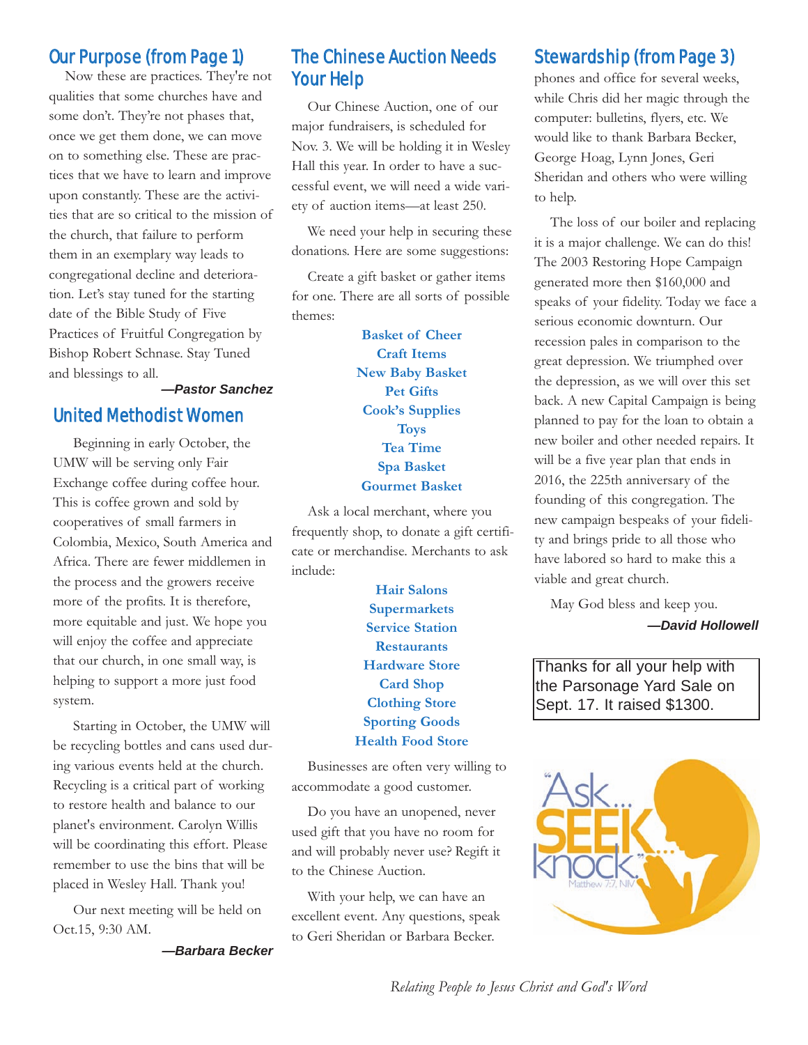## Our Purpose (from Page 1)

Now these are practices. They're not qualities that some churches have and some don't. They're not phases that, once we get them done, we can move on to something else. These are practices that we have to learn and improve upon constantly. These are the activities that are so critical to the mission of the church, that failure to perform them in an exemplary way leads to congregational decline and deterioration. Let's stay tuned for the starting date of the Bible Study of Five Practices of Fruitful Congregation by Bishop Robert Schnase. Stay Tuned and blessings to all.

***—Pastor Sanchez***

## United Methodist Women

Beginning in early October, the UMW will be serving only Fair Exchange coffee during coffee hour. This is coffee grown and sold by cooperatives of small farmers in Colombia, Mexico, South America and Africa. There are fewer middlemen in the process and the growers receive more of the profits. It is therefore, more equitable and just. We hope you will enjoy the coffee and appreciate that our church, in one small way, is helping to support a more just food system.

Starting in October, the UMW will be recycling bottles and cans used during various events held at the church. Recycling is a critical part of working to restore health and balance to our planet's environment. Carolyn Willis will be coordinating this effort. Please remember to use the bins that will be placed in Wesley Hall. Thank you!

Our next meeting will be held on Oct.15, 9:30 AM.

***—Barbara Becker***

## The Chinese Auction Needs Your Help

Our Chinese Auction, one of our major fundraisers, is scheduled for Nov. 3. We will be holding it in Wesley Hall this year. In order to have a successful event, we will need a wide variety of auction items—at least 250.

We need your help in securing these donations. Here are some suggestions:

Create a gift basket or gather items for one. There are all sorts of possible themes:

**Basket of Cheer**
**Craft Items**
**New Baby Basket**
**Pet Gifts**
**Cook's Supplies**
**Toys**
**Tea Time**
**Spa Basket**
**Gourmet Basket**

Ask a local merchant, where you frequently shop, to donate a gift certificate or merchandise. Merchants to ask include:

**Hair Salons**
**Supermarkets**
**Service Station**
**Restaurants**
**Hardware Store**
**Card Shop**
**Clothing Store**
**Sporting Goods**
**Health Food Store**

Businesses are often very willing to accommodate a good customer.

Do you have an unopened, never used gift that you have no room for and will probably never use? Regift it to the Chinese Auction.

With your help, we can have an excellent event. Any questions, speak to Geri Sheridan or Barbara Becker.

## Stewardship (from Page 3)

phones and office for several weeks, while Chris did her magic through the computer: bulletins, flyers, etc. We would like to thank Barbara Becker, George Hoag, Lynn Jones, Geri Sheridan and others who were willing to help.

The loss of our boiler and replacing it is a major challenge. We can do this! The 2003 Restoring Hope Campaign generated more then $160,000 and speaks of your fidelity. Today we face a serious economic downturn. Our recession pales in comparison to the great depression. We triumphed over the depression, as we will over this set back. A new Capital Campaign is being planned to pay for the loan to obtain a new boiler and other needed repairs. It will be a five year plan that ends in 2016, the 225th anniversary of the founding of this congregation. The new campaign bespeaks of your fidelity and brings pride to all those who have labored so hard to make this a viable and great church.

May God bless and keep you.

***—David Hollowell***

Thanks for all your help with the Parsonage Yard Sale on Sept. 17. It raised $1300.

"Ask... SEEK... knock." Matthew 7:7, NIV

*Relating People to Jesus Christ and God's Word*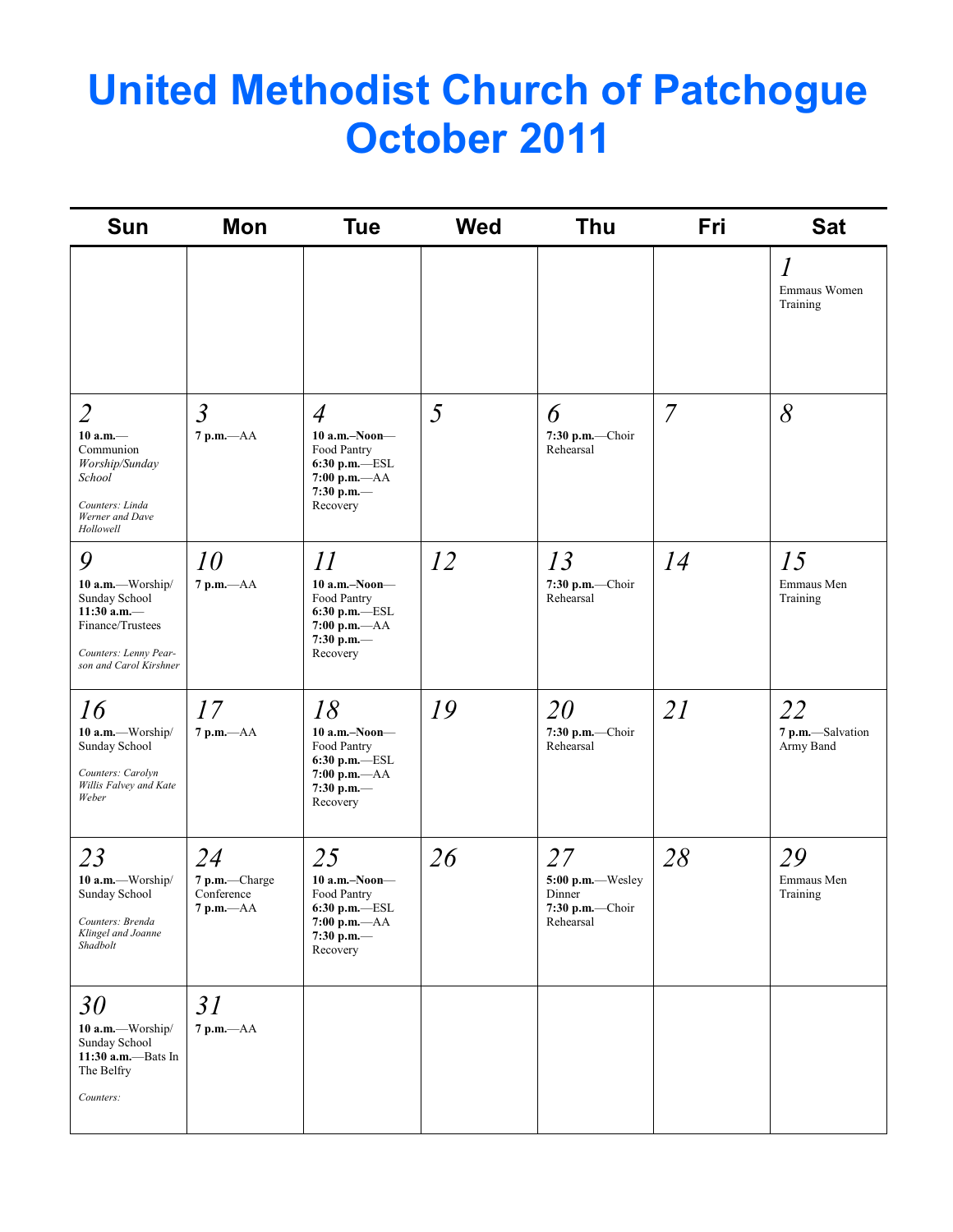# United Methodist Church of Patchogue October 2011

| Sun | Mon | Tue | Wed | Thu | Fri | Sat |
|---|---|---|---|---|---|---|
| | | | | | | *1* Emmaus Women Training |
| *2* **10 a.m.**—Communion *Worship/Sunday School* *Counters: Linda Werner and Dave Hollowell* | *3* **7 p.m.**—AA | *4* **10 a.m.–Noon**—Food Pantry **6:30 p.m.**—ESL **7:00 p.m.**—AA **7:30 p.m.**—Recovery | *5* | *6* **7:30 p.m.**—Choir Rehearsal | *7* | *8* |
| *9* **10 a.m.**—Worship/ Sunday School **11:30 a.m.**—Finance/Trustees *Counters: Lenny Pearson and Carol Kirshner* | *10* **7 p.m.**—AA | *11* **10 a.m.–Noon**—Food Pantry **6:30 p.m.**—ESL **7:00 p.m.**—AA **7:30 p.m.**—Recovery | *12* | *13* **7:30 p.m.**—Choir Rehearsal | *14* | *15* Emmaus Men Training |
| *16* **10 a.m.**—Worship/ Sunday School *Counters: Carolyn Willis Falvey and Kate Weber* | *17* **7 p.m.**—AA | *18* **10 a.m.–Noon**—Food Pantry **6:30 p.m.**—ESL **7:00 p.m.**—AA **7:30 p.m.**—Recovery | *19* | *20* **7:30 p.m.**—Choir Rehearsal | *21* | *22* **7 p.m.**—Salvation Army Band |
| *23* **10 a.m.**—Worship/ Sunday School *Counters: Brenda Klingel and Joanne Shadbolt* | *24* **7 p.m.**—Charge Conference **7 p.m.**—AA | *25* **10 a.m.–Noon**—Food Pantry **6:30 p.m.**—ESL **7:00 p.m.**—AA **7:30 p.m.**—Recovery | *26* | *27* **5:00 p.m.**—Wesley Dinner **7:30 p.m.**—Choir Rehearsal | *28* | *29* Emmaus Men Training |
| *30* **10 a.m.**—Worship/ Sunday School **11:30 a.m.**—Bats In The Belfry *Counters:* | *31* **7 p.m.**—AA | | | | | |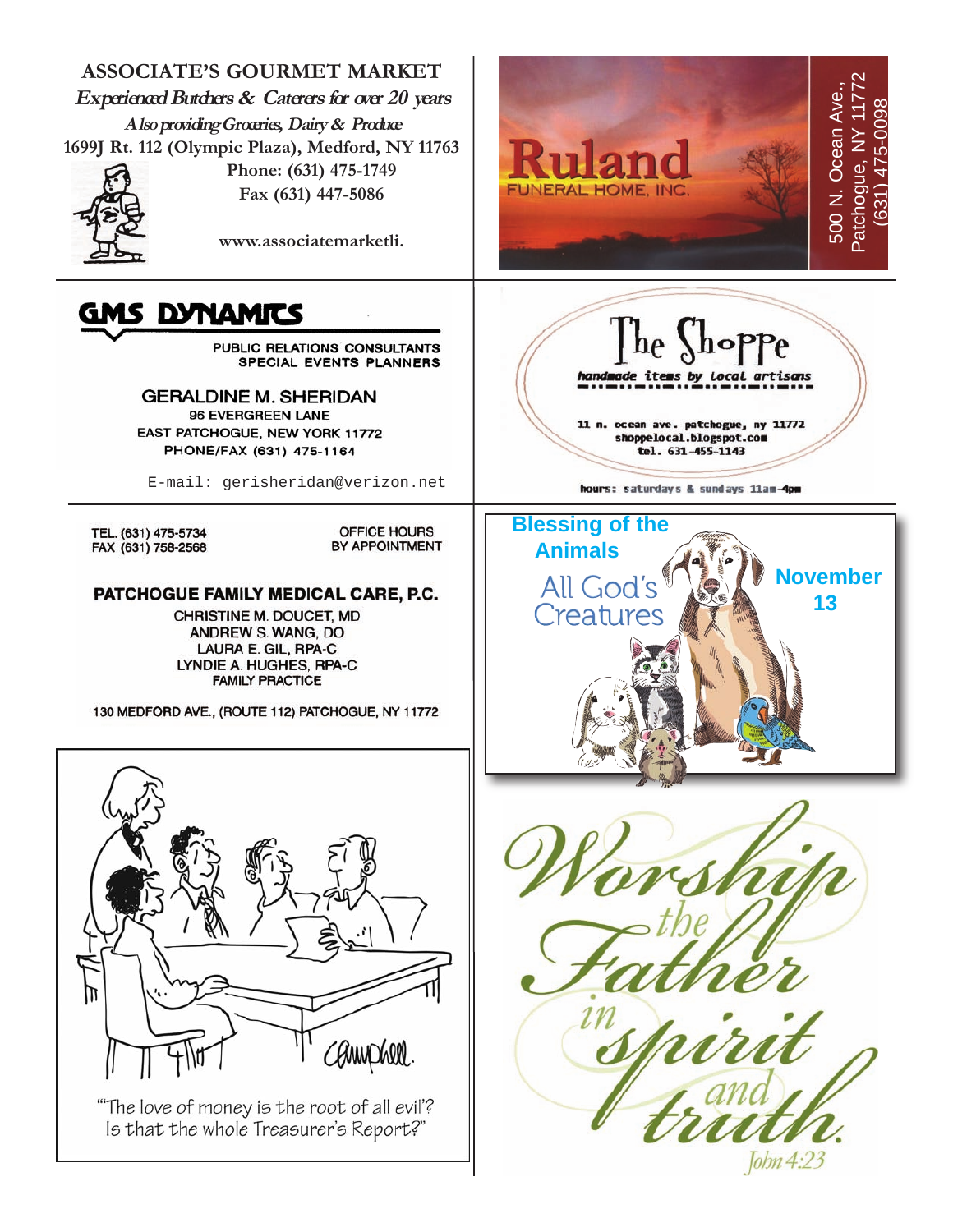**ASSOCIATE'S GOURMET MARKET**

*Experienced Butchers & Caterers for over 20 years*

*Also providing Groceries, Dairy & Produce*

1699J Rt. 112 (Olympic Plaza), Medford, NY 11763

Phone: (631) 475-1749

Fax (631) 447-5086

www.associatemarketli.

**Ruland**

FUNERAL HOME, INC.

500 N. Ocean Ave., Patchogue, NY 11772

(631) 475-0098

**GMS DYNAMICS**

PUBLIC RELATIONS CONSULTANTS
SPECIAL EVENTS PLANNERS

GERALDINE M. SHERIDAN

96 EVERGREEN LANE
EAST PATCHOGUE, NEW YORK 11772
PHONE/FAX (631) 475-1164

E-mail: gerisheridan@verizon.net

**The Shoppe**

*handmade items by local artisans*

11 n. ocean ave. patchogue, ny 11772
shoppelocal.blogspot.com
tel. 631-455-1143

hours: saturdays & sundays 11am-4pm

TEL. (631) 475-5734
FAX (631) 758-2568

OFFICE HOURS BY APPOINTMENT

**PATCHOGUE FAMILY MEDICAL CARE, P.C.**

CHRISTINE M. DOUCET, MD
ANDREW S. WANG, DO
LAURA E. GIL, RPA-C
LYNDIE A. HUGHES, RPA-C
FAMILY PRACTICE

130 MEDFORD AVE., (ROUTE 112) PATCHOGUE, NY 11772

**Blessing of the Animals**

All God's Creatures

**November 13**

"'The love of money is the root of all evil'? Is that the whole Treasurer's Report?"

*Worship the Father in spirit and truth.*

John 4:23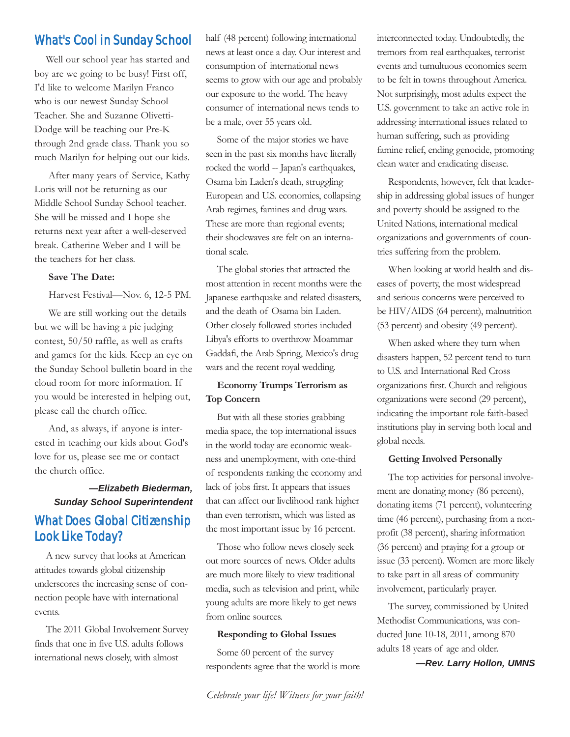## What's Cool in Sunday School

Well our school year has started and boy are we going to be busy! First off, I'd like to welcome Marilyn Franco who is our newest Sunday School Teacher. She and Suzanne Olivetti-Dodge will be teaching our Pre-K through 2nd grade class. Thank you so much Marilyn for helping out our kids.

After many years of Service, Kathy Loris will not be returning as our Middle School Sunday School teacher. She will be missed and I hope she returns next year after a well-deserved break. Catherine Weber and I will be the teachers for her class.

**Save The Date:**

Harvest Festival—Nov. 6, 12-5 PM.

We are still working out the details but we will be having a pie judging contest, 50/50 raffle, as well as crafts and games for the kids. Keep an eye on the Sunday School bulletin board in the cloud room for more information. If you would be interested in helping out, please call the church office.

And, as always, if anyone is interested in teaching our kids about God's love for us, please see me or contact the church office.

***—Elizabeth Biederman, Sunday School Superintendent***

## What Does Global Citizenship Look Like Today?

A new survey that looks at American attitudes towards global citizenship underscores the increasing sense of connection people have with international events.

The 2011 Global Involvement Survey finds that one in five U.S. adults follows international news closely, with almost half (48 percent) following international news at least once a day. Our interest and consumption of international news seems to grow with our age and probably our exposure to the world. The heavy consumer of international news tends to be a male, over 55 years old.

Some of the major stories we have seen in the past six months have literally rocked the world -- Japan's earthquakes, Osama bin Laden's death, struggling European and U.S. economies, collapsing Arab regimes, famines and drug wars. These are more than regional events; their shockwaves are felt on an international scale.

The global stories that attracted the most attention in recent months were the Japanese earthquake and related disasters, and the death of Osama bin Laden. Other closely followed stories included Libya's efforts to overthrow Moammar Gaddafi, the Arab Spring, Mexico's drug wars and the recent royal wedding.

**Economy Trumps Terrorism as Top Concern**

But with all these stories grabbing media space, the top international issues in the world today are economic weakness and unemployment, with one-third of respondents ranking the economy and lack of jobs first. It appears that issues that can affect our livelihood rank higher than even terrorism, which was listed as the most important issue by 16 percent.

Those who follow news closely seek out more sources of news. Older adults are much more likely to view traditional media, such as television and print, while young adults are more likely to get news from online sources.

**Responding to Global Issues**

Some 60 percent of the survey respondents agree that the world is more interconnected today. Undoubtedly, the tremors from real earthquakes, terrorist events and tumultuous economies seem to be felt in towns throughout America. Not surprisingly, most adults expect the U.S. government to take an active role in addressing international issues related to human suffering, such as providing famine relief, ending genocide, promoting clean water and eradicating disease.

Respondents, however, felt that leadership in addressing global issues of hunger and poverty should be assigned to the United Nations, international medical organizations and governments of countries suffering from the problem.

When looking at world health and diseases of poverty, the most widespread and serious concerns were perceived to be HIV/AIDS (64 percent), malnutrition (53 percent) and obesity (49 percent).

When asked where they turn when disasters happen, 52 percent tend to turn to U.S. and International Red Cross organizations first. Church and religious organizations were second (29 percent), indicating the important role faith-based institutions play in serving both local and global needs.

**Getting Involved Personally**

The top activities for personal involvement are donating money (86 percent), donating items (71 percent), volunteering time (46 percent), purchasing from a non-profit (38 percent), sharing information (36 percent) and praying for a group or issue (33 percent). Women are more likely to take part in all areas of community involvement, particularly prayer.

The survey, commissioned by United Methodist Communications, was conducted June 10-18, 2011, among 870 adults 18 years of age and older.

***—Rev. Larry Hollon, UMNS***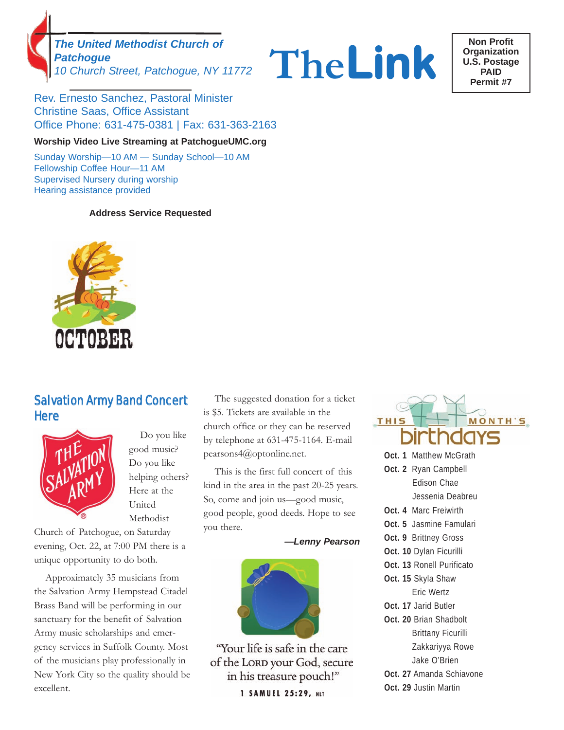**The United Methodist Church of Patchogue**
10 Church Street, Patchogue, NY 11772

# The Link

Non Profit Organization
U.S. Postage
PAID
Permit #7

Rev. Ernesto Sanchez, Pastoral Minister
Christine Saas, Office Assistant
Office Phone: 631-475-0381 | Fax: 631-363-2163

**Worship Video Live Streaming at PatchogueUMC.org**

Sunday Worship—10 AM — Sunday School—10 AM
Fellowship Coffee Hour—11 AM
Supervised Nursery during worship
Hearing assistance provided

**Address Service Requested**

OCTOBER

## Salvation Army Band Concert Here

Do you like good music? Do you like helping others? Here at the United Methodist Church of Patchogue, on Saturday evening, Oct. 22, at 7:00 PM there is a unique opportunity to do both.

Approximately 35 musicians from the Salvation Army Hempstead Citadel Brass Band will be performing in our sanctuary for the benefit of Salvation Army music scholarships and emergency services in Suffolk County. Most of the musicians play professionally in New York City so the quality should be excellent.

The suggested donation for a ticket is $5. Tickets are available in the church office or they can be reserved by telephone at 631-475-1164. E-mail pearsons4@optonline.net.

This is the first full concert of this kind in the area in the past 20-25 years. So, come and join us—good music, good people, good deeds. Hope to see you there.

***—Lenny Pearson***

"Your life is safe in the care of the LORD your God, secure in his treasure pouch!"
1 SAMUEL 25:29, NLT

## This Month's birthdays

**Oct. 1** Matthew McGrath
**Oct. 2** Ryan Campbell
Edison Chae
Jessenia Deabreu
**Oct. 4** Marc Freiwirth
**Oct. 5** Jasmine Famulari
**Oct. 9** Brittney Gross
**Oct. 10** Dylan Ficurilli
**Oct. 13** Ronell Purificato
**Oct. 15** Skyla Shaw
Eric Wertz
**Oct. 17** Jarid Butler
**Oct. 20** Brian Shadbolt
Brittany Ficurilli
Zakkariyya Rowe
Jake O'Brien
**Oct. 27** Amanda Schiavone
**Oct. 29** Justin Martin